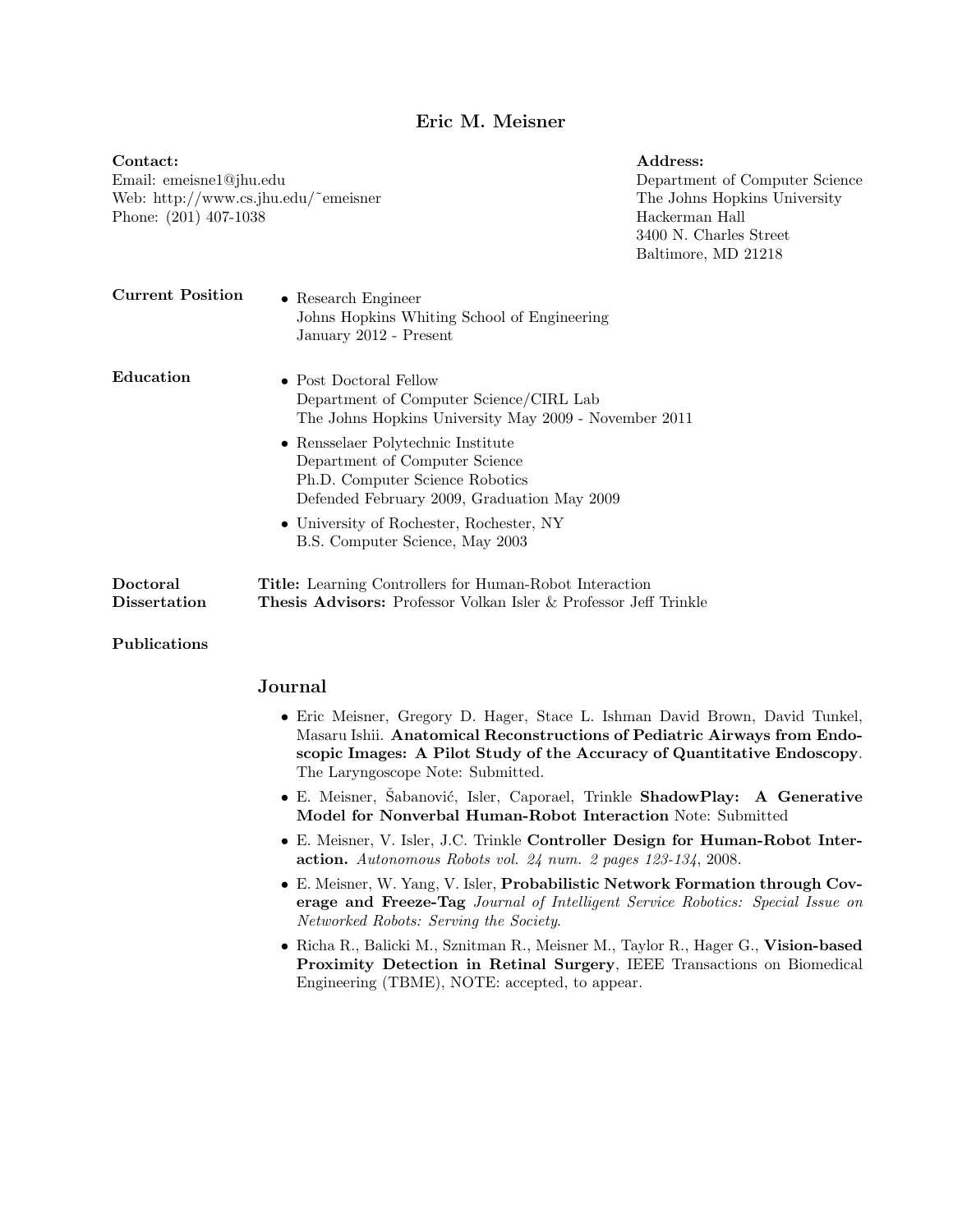# Eric M. Meisner

**Contact:**
Email: emeisne1@jhu.edu
Web: http://www.cs.jhu.edu/~emeisner
Phone: (201) 407-1038

**Address:**
Department of Computer Science
The Johns Hopkins University
Hackerman Hall
3400 N. Charles Street
Baltimore, MD 21218

**Current Position**

- Research Engineer
  Johns Hopkins Whiting School of Engineering
  January 2012 - Present

**Education**

- Post Doctoral Fellow
  Department of Computer Science/CIRL Lab
  The Johns Hopkins University May 2009 - November 2011
- Rensselaer Polytechnic Institute
  Department of Computer Science
  Ph.D. Computer Science Robotics
  Defended February 2009, Graduation May 2009
- University of Rochester, Rochester, NY
  B.S. Computer Science, May 2003

**Doctoral Dissertation**

**Title:** Learning Controllers for Human-Robot Interaction
**Thesis Advisors:** Professor Volkan Isler & Professor Jeff Trinkle

**Publications**

## Journal

- Eric Meisner, Gregory D. Hager, Stace L. Ishman David Brown, David Tunkel, Masaru Ishii. **Anatomical Reconstructions of Pediatric Airways from Endoscopic Images: A Pilot Study of the Accuracy of Quantitative Endoscopy**. The Laryngoscope Note: Submitted.
- E. Meisner, Šabanović, Isler, Caporael, Trinkle **ShadowPlay: A Generative Model for Nonverbal Human-Robot Interaction** Note: Submitted
- E. Meisner, V. Isler, J.C. Trinkle **Controller Design for Human-Robot Interaction.** *Autonomous Robots vol. 24 num. 2 pages 123-134*, 2008.
- E. Meisner, W. Yang, V. Isler, **Probabilistic Network Formation through Coverage and Freeze-Tag** *Journal of Intelligent Service Robotics: Special Issue on Networked Robots: Serving the Society.*
- Richa R., Balicki M., Sznitman R., Meisner M., Taylor R., Hager G., **Vision-based Proximity Detection in Retinal Surgery**, IEEE Transactions on Biomedical Engineering (TBME), NOTE: accepted, to appear.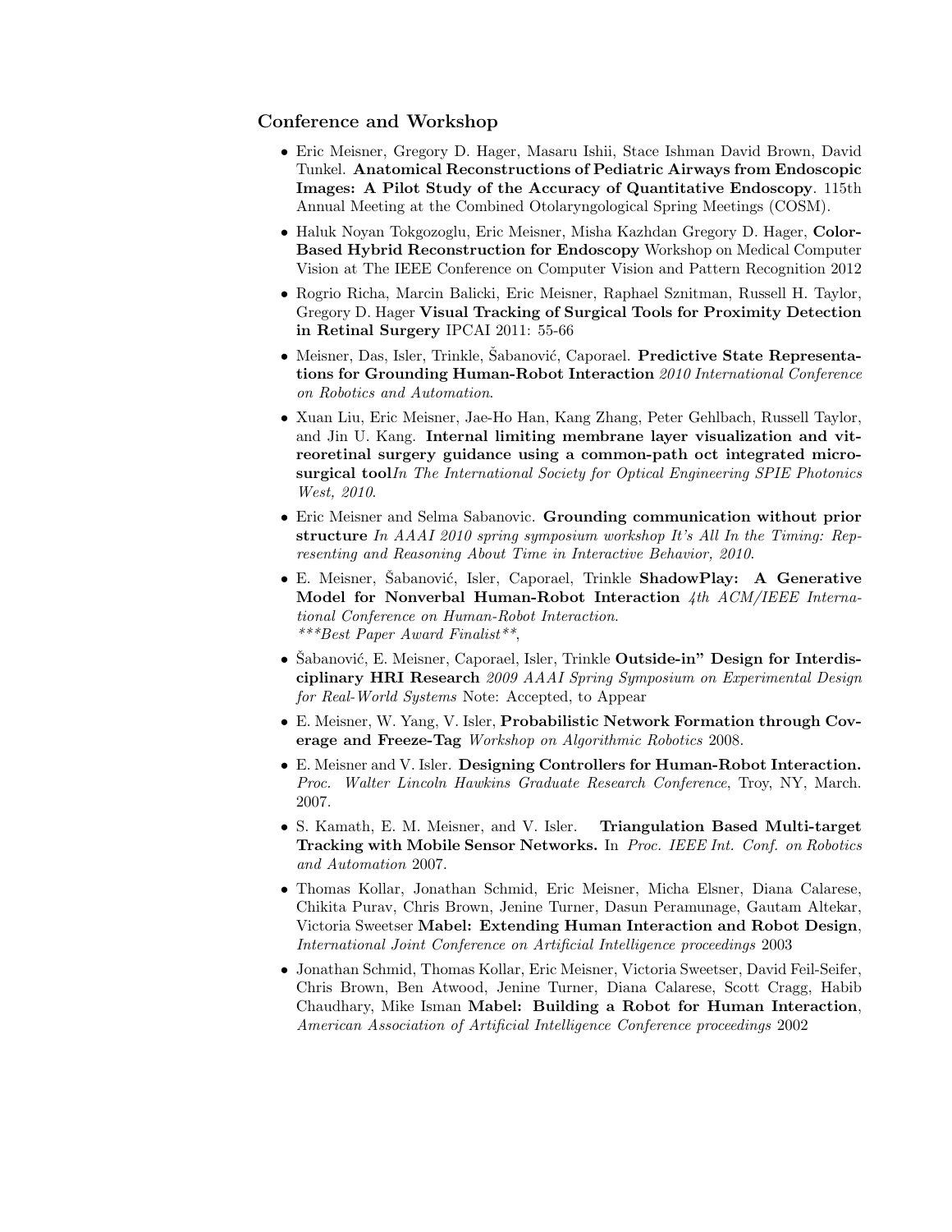### Conference and Workshop

- Eric Meisner, Gregory D. Hager, Masaru Ishii, Stace Ishman David Brown, David Tunkel. **Anatomical Reconstructions of Pediatric Airways from Endoscopic Images: A Pilot Study of the Accuracy of Quantitative Endoscopy**. 115th Annual Meeting at the Combined Otolaryngological Spring Meetings (COSM).
- Haluk Noyan Tokgozoglu, Eric Meisner, Misha Kazhdan Gregory D. Hager, **Color-Based Hybrid Reconstruction for Endoscopy** Workshop on Medical Computer Vision at The IEEE Conference on Computer Vision and Pattern Recognition 2012
- Rogrio Richa, Marcin Balicki, Eric Meisner, Raphael Sznitman, Russell H. Taylor, Gregory D. Hager **Visual Tracking of Surgical Tools for Proximity Detection in Retinal Surgery** IPCAI 2011: 55-66
- Meisner, Das, Isler, Trinkle, Šabanović, Caporael. **Predictive State Representations for Grounding Human-Robot Interaction** *2010 International Conference on Robotics and Automation*.
- Xuan Liu, Eric Meisner, Jae-Ho Han, Kang Zhang, Peter Gehlbach, Russell Taylor, and Jin U. Kang. **Internal limiting membrane layer visualization and vitreoretinal surgery guidance using a common-path oct integrated microsurgical tool***In The International Society for Optical Engineering SPIE Photonics West, 2010*.
- Eric Meisner and Selma Sabanovic. **Grounding communication without prior structure** *In AAAI 2010 spring symposium workshop It's All In the Timing: Representing and Reasoning About Time in Interactive Behavior, 2010*.
- E. Meisner, Šabanović, Isler, Caporael, Trinkle **ShadowPlay: A Generative Model for Nonverbal Human-Robot Interaction** *4th ACM/IEEE International Conference on Human-Robot Interaction*.
  *\*\*\*Best Paper Award Finalist\*\**,
- Šabanović, E. Meisner, Caporael, Isler, Trinkle **Outside-in" Design for Interdisciplinary HRI Research** *2009 AAAI Spring Symposium on Experimental Design for Real-World Systems* Note: Accepted, to Appear
- E. Meisner, W. Yang, V. Isler, **Probabilistic Network Formation through Coverage and Freeze-Tag** *Workshop on Algorithmic Robotics* 2008.
- E. Meisner and V. Isler. **Designing Controllers for Human-Robot Interaction.** *Proc. Walter Lincoln Hawkins Graduate Research Conference*, Troy, NY, March. 2007.
- S. Kamath, E. M. Meisner, and V. Isler. **Triangulation Based Multi-target Tracking with Mobile Sensor Networks.** In *Proc. IEEE Int. Conf. on Robotics and Automation* 2007.
- Thomas Kollar, Jonathan Schmid, Eric Meisner, Micha Elsner, Diana Calarese, Chikita Purav, Chris Brown, Jenine Turner, Dasun Peramunage, Gautam Altekar, Victoria Sweetser **Mabel: Extending Human Interaction and Robot Design**, *International Joint Conference on Artificial Intelligence proceedings* 2003
- Jonathan Schmid, Thomas Kollar, Eric Meisner, Victoria Sweetser, David Feil-Seifer, Chris Brown, Ben Atwood, Jenine Turner, Diana Calarese, Scott Cragg, Habib Chaudhary, Mike Isman **Mabel: Building a Robot for Human Interaction**, *American Association of Artificial Intelligence Conference proceedings* 2002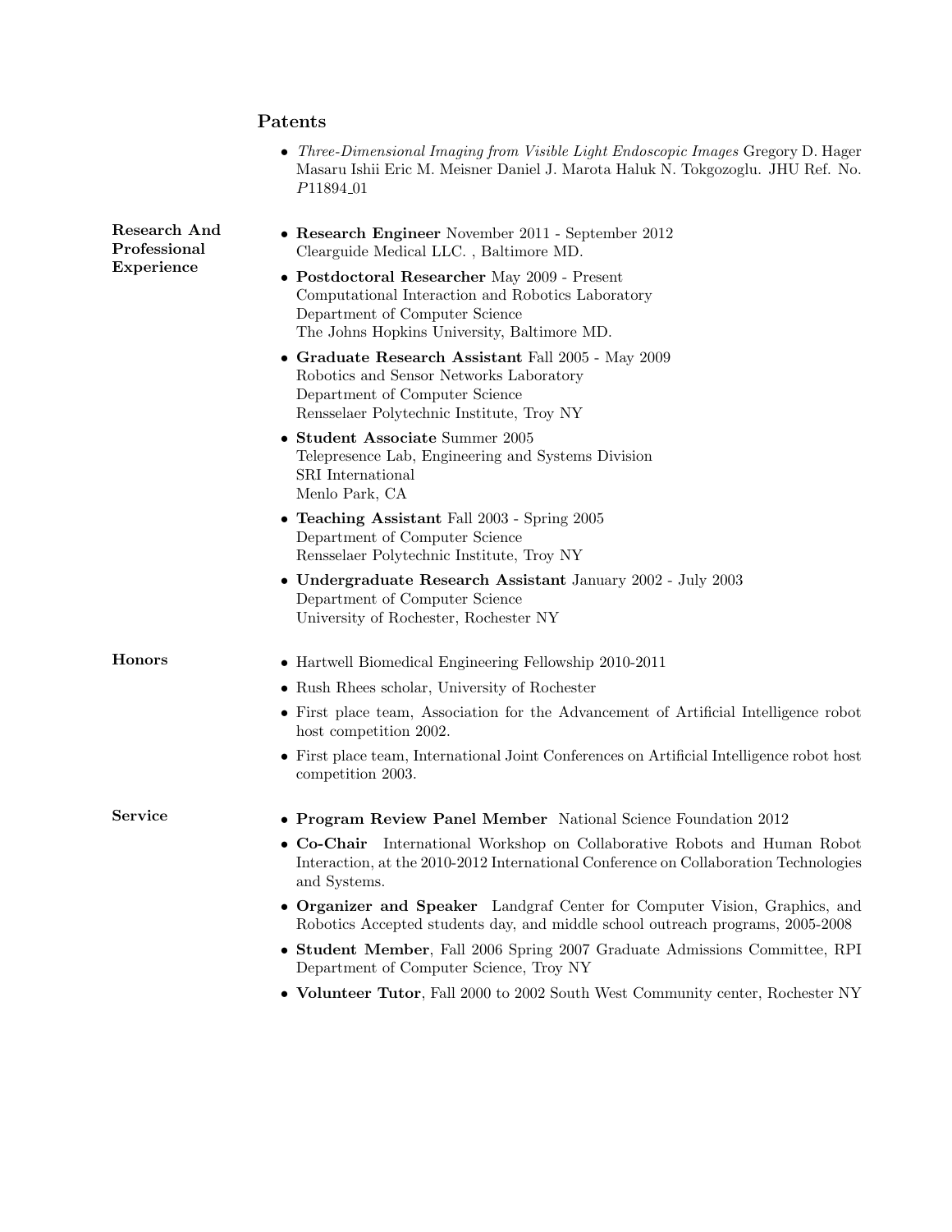## Patents

- *Three-Dimensional Imaging from Visible Light Endoscopic Images* Gregory D. Hager Masaru Ishii Eric M. Meisner Daniel J. Marota Haluk N. Tokgozoglu. JHU Ref. No. $P11894\_01$

## Research And Professional Experience

- **Research Engineer** November 2011 - September 2012
  Clearguide Medical LLC. , Baltimore MD.
- **Postdoctoral Researcher** May 2009 - Present
  Computational Interaction and Robotics Laboratory
  Department of Computer Science
  The Johns Hopkins University, Baltimore MD.
- **Graduate Research Assistant** Fall 2005 - May 2009
  Robotics and Sensor Networks Laboratory
  Department of Computer Science
  Rensselaer Polytechnic Institute, Troy NY
- **Student Associate** Summer 2005
  Telepresence Lab, Engineering and Systems Division
  SRI International
  Menlo Park, CA
- **Teaching Assistant** Fall 2003 - Spring 2005
  Department of Computer Science
  Rensselaer Polytechnic Institute, Troy NY
- **Undergraduate Research Assistant** January 2002 - July 2003
  Department of Computer Science
  University of Rochester, Rochester NY

## Honors

- Hartwell Biomedical Engineering Fellowship 2010-2011
- Rush Rhees scholar, University of Rochester
- First place team, Association for the Advancement of Artificial Intelligence robot host competition 2002.
- First place team, International Joint Conferences on Artificial Intelligence robot host competition 2003.

## Service

- **Program Review Panel Member** National Science Foundation 2012
- **Co-Chair** International Workshop on Collaborative Robots and Human Robot Interaction, at the 2010-2012 International Conference on Collaboration Technologies and Systems.
- **Organizer and Speaker** Landgraf Center for Computer Vision, Graphics, and Robotics Accepted students day, and middle school outreach programs, 2005-2008
- **Student Member**, Fall 2006 Spring 2007 Graduate Admissions Committee, RPI Department of Computer Science, Troy NY
- **Volunteer Tutor**, Fall 2000 to 2002 South West Community center, Rochester NY